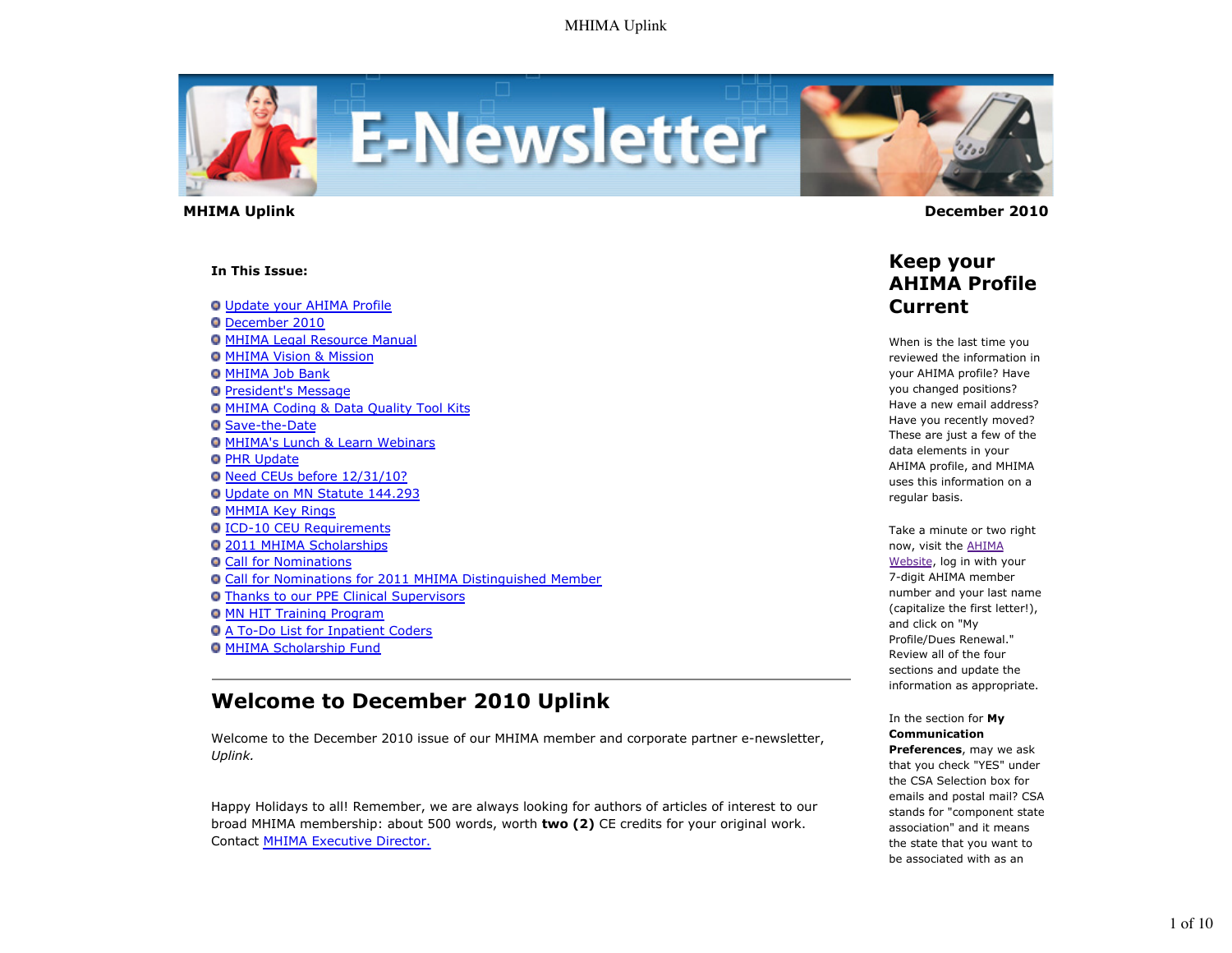**MHIMA Uplink** **December 2010**

**In This Issue:**

- Update your AHIMA Profile
- December 2010
- MHIMA Legal Resource Manual
- MHIMA Vision & Mission
- MHIMA Job Bank
- President's Message
- MHIMA Coding & Data Quality Tool Kits
- Save-the-Date
- MHIMA's Lunch & Learn Webinars
- PHR Update
- Need CEUs before 12/31/10?
- Update on MN Statute 144.293
- MHMIA Key Rings
- ICD-10 CEU Requirements
- 2011 MHIMA Scholarships
- Call for Nominations
- Call for Nominations for 2011 MHIMA Distinguished Member
- Thanks to our PPE Clinical Supervisors
- MN HIT Training Program
- A To-Do List for Inpatient Coders
- MHIMA Scholarship Fund

## Welcome to December 2010 Uplink

Welcome to the December 2010 issue of our MHIMA member and corporate partner e-newsletter, *Uplink.*

Happy Holidays to all! Remember, we are always looking for authors of articles of interest to our broad MHIMA membership: about 500 words, worth **two (2)** CE credits for your original work. Contact MHIMA Executive Director.

## Keep your AHIMA Profile Current

When is the last time you reviewed the information in your AHIMA profile? Have you changed positions? Have a new email address? Have you recently moved? These are just a few of the data elements in your AHIMA profile, and MHIMA uses this information on a regular basis.

Take a minute or two right now, visit the AHIMA Website, log in with your 7-digit AHIMA member number and your last name (capitalize the first letter!), and click on "My Profile/Dues Renewal." Review all of the four sections and update the information as appropriate.

In the section for **My Communication Preferences**, may we ask that you check "YES" under the CSA Selection box for emails and postal mail? CSA stands for "component state association" and it means the state that you want to be associated with as an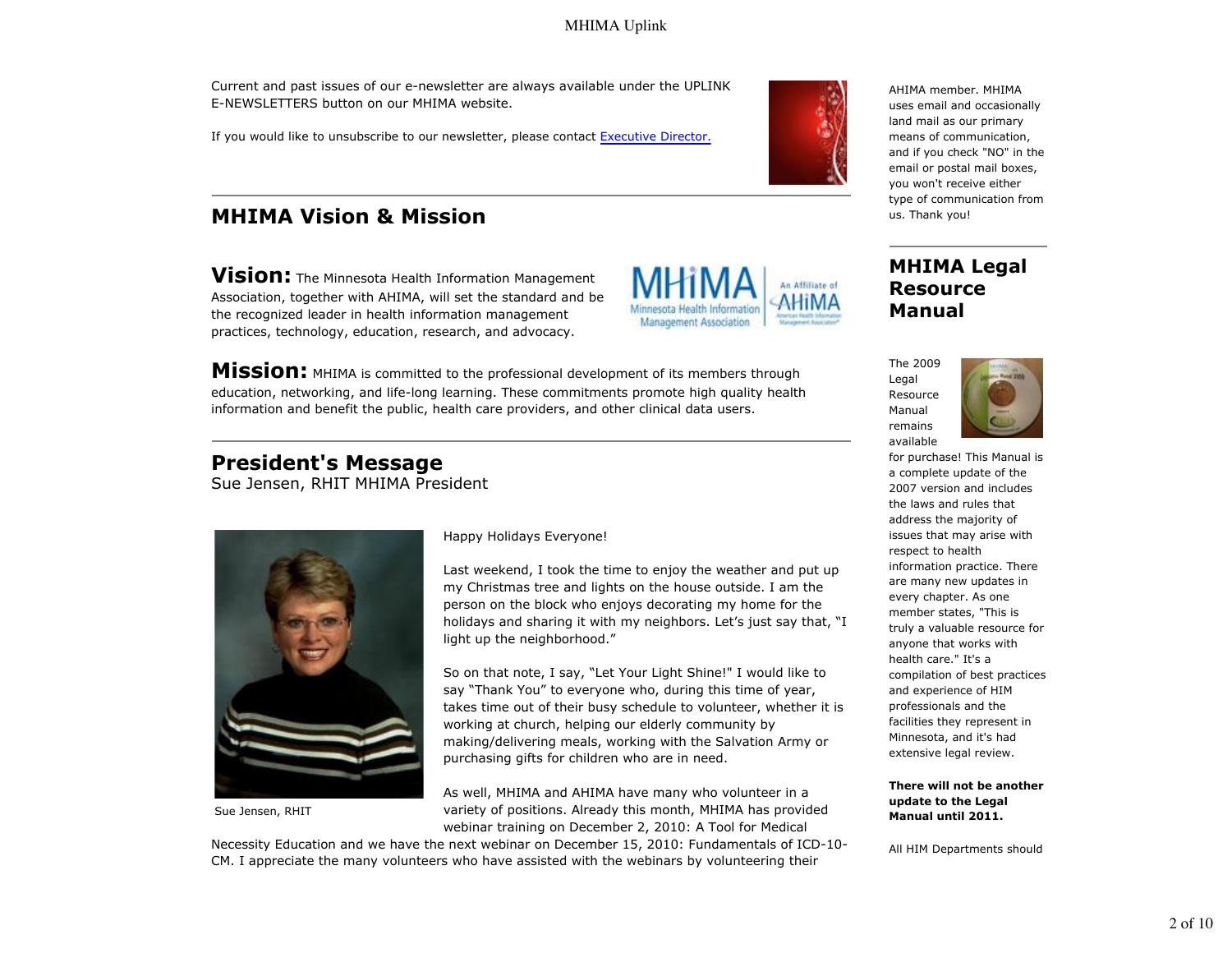Current and past issues of our e-newsletter are always available under the UPLINK E-NEWSLETTERS button on our MHIMA website.

If you would like to unsubscribe to our newsletter, please contact Executive Director.

## MHIMA Vision & Mission

**Vision:** The Minnesota Health Information Management Association, together with AHIMA, will set the standard and be the recognized leader in health information management practices, technology, education, research, and advocacy.

**Mission:** MHIMA is committed to the professional development of its members through education, networking, and life-long learning. These commitments promote high quality health information and benefit the public, health care providers, and other clinical data users.

## President's Message

Sue Jensen, RHIT MHIMA President

Sue Jensen, RHIT

Happy Holidays Everyone!

Last weekend, I took the time to enjoy the weather and put up my Christmas tree and lights on the house outside. I am the person on the block who enjoys decorating my home for the holidays and sharing it with my neighbors. Let's just say that, "I light up the neighborhood."

So on that note, I say, "Let Your Light Shine!" I would like to say "Thank You" to everyone who, during this time of year, takes time out of their busy schedule to volunteer, whether it is working at church, helping our elderly community by making/delivering meals, working with the Salvation Army or purchasing gifts for children who are in need.

As well, MHIMA and AHIMA have many who volunteer in a variety of positions. Already this month, MHIMA has provided webinar training on December 2, 2010: A Tool for Medical Necessity Education and we have the next webinar on December 15, 2010: Fundamentals of ICD-10-CM. I appreciate the many volunteers who have assisted with the webinars by volunteering their

AHIMA member. MHIMA uses email and occasionally land mail as our primary means of communication, and if you check "NO" in the email or postal mail boxes, you won't receive either type of communication from us. Thank you!

## MHIMA Legal Resource Manual

The 2009 Legal Resource Manual remains available for purchase! This Manual is a complete update of the 2007 version and includes the laws and rules that address the majority of issues that may arise with respect to health information practice. There are many new updates in every chapter. As one member states, "This is truly a valuable resource for anyone that works with health care." It's a compilation of best practices and experience of HIM professionals and the facilities they represent in Minnesota, and it's had extensive legal review.

**There will not be another update to the Legal Manual until 2011.**

All HIM Departments should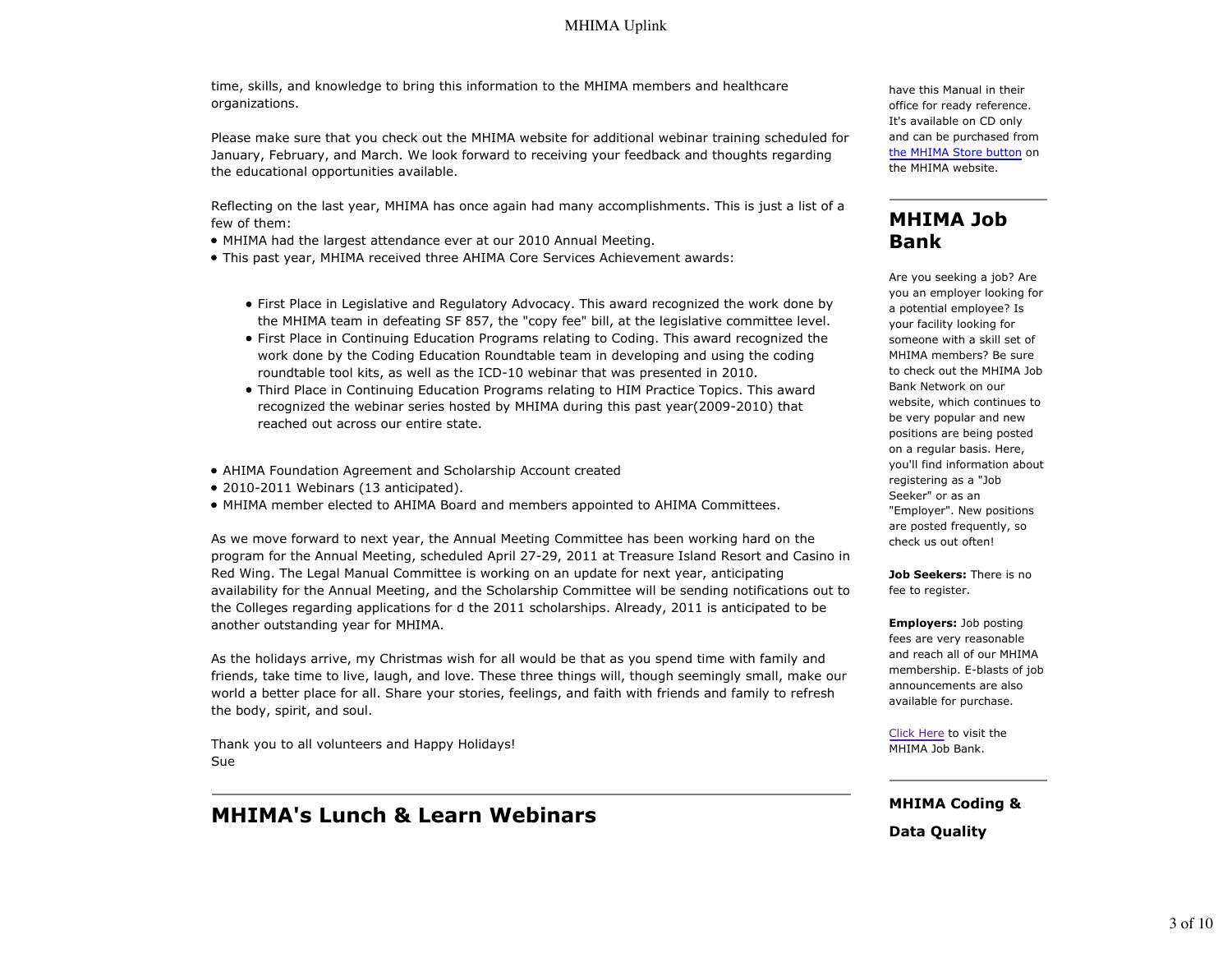time, skills, and knowledge to bring this information to the MHIMA members and healthcare organizations.

Please make sure that you check out the MHIMA website for additional webinar training scheduled for January, February, and March. We look forward to receiving your feedback and thoughts regarding the educational opportunities available.

Reflecting on the last year, MHIMA has once again had many accomplishments. This is just a list of a few of them:

- MHIMA had the largest attendance ever at our 2010 Annual Meeting.
- This past year, MHIMA received three AHIMA Core Services Achievement awards:
  - First Place in Legislative and Regulatory Advocacy. This award recognized the work done by the MHIMA team in defeating SF 857, the "copy fee" bill, at the legislative committee level.
  - First Place in Continuing Education Programs relating to Coding. This award recognized the work done by the Coding Education Roundtable team in developing and using the coding roundtable tool kits, as well as the ICD-10 webinar that was presented in 2010.
  - Third Place in Continuing Education Programs relating to HIM Practice Topics. This award recognized the webinar series hosted by MHIMA during this past year(2009-2010) that reached out across our entire state.
- AHIMA Foundation Agreement and Scholarship Account created
- 2010-2011 Webinars (13 anticipated).
- MHIMA member elected to AHIMA Board and members appointed to AHIMA Committees.

As we move forward to next year, the Annual Meeting Committee has been working hard on the program for the Annual Meeting, scheduled April 27-29, 2011 at Treasure Island Resort and Casino in Red Wing. The Legal Manual Committee is working on an update for next year, anticipating availability for the Annual Meeting, and the Scholarship Committee will be sending notifications out to the Colleges regarding applications for d the 2011 scholarships. Already, 2011 is anticipated to be another outstanding year for MHIMA.

As the holidays arrive, my Christmas wish for all would be that as you spend time with family and friends, take time to live, laugh, and love. These three things will, though seemingly small, make our world a better place for all. Share your stories, feelings, and faith with friends and family to refresh the body, spirit, and soul.

Thank you to all volunteers and Happy Holidays!
Sue

## MHIMA's Lunch & Learn Webinars

have this Manual in their office for ready reference. It's available on CD only and can be purchased from the MHIMA Store button on the MHIMA website.

## MHIMA Job Bank

Are you seeking a job? Are you an employer looking for a potential employee? Is your facility looking for someone with a skill set of MHIMA members? Be sure to check out the MHIMA Job Bank Network on our website, which continues to be very popular and new positions are being posted on a regular basis. Here, you'll find information about registering as a "Job Seeker" or as an "Employer". New positions are posted frequently, so check us out often!

**Job Seekers:** There is no fee to register.

**Employers:** Job posting fees are very reasonable and reach all of our MHIMA membership. E-blasts of job announcements are also available for purchase.

Click Here to visit the MHIMA Job Bank.

### MHIMA Coding & Data Quality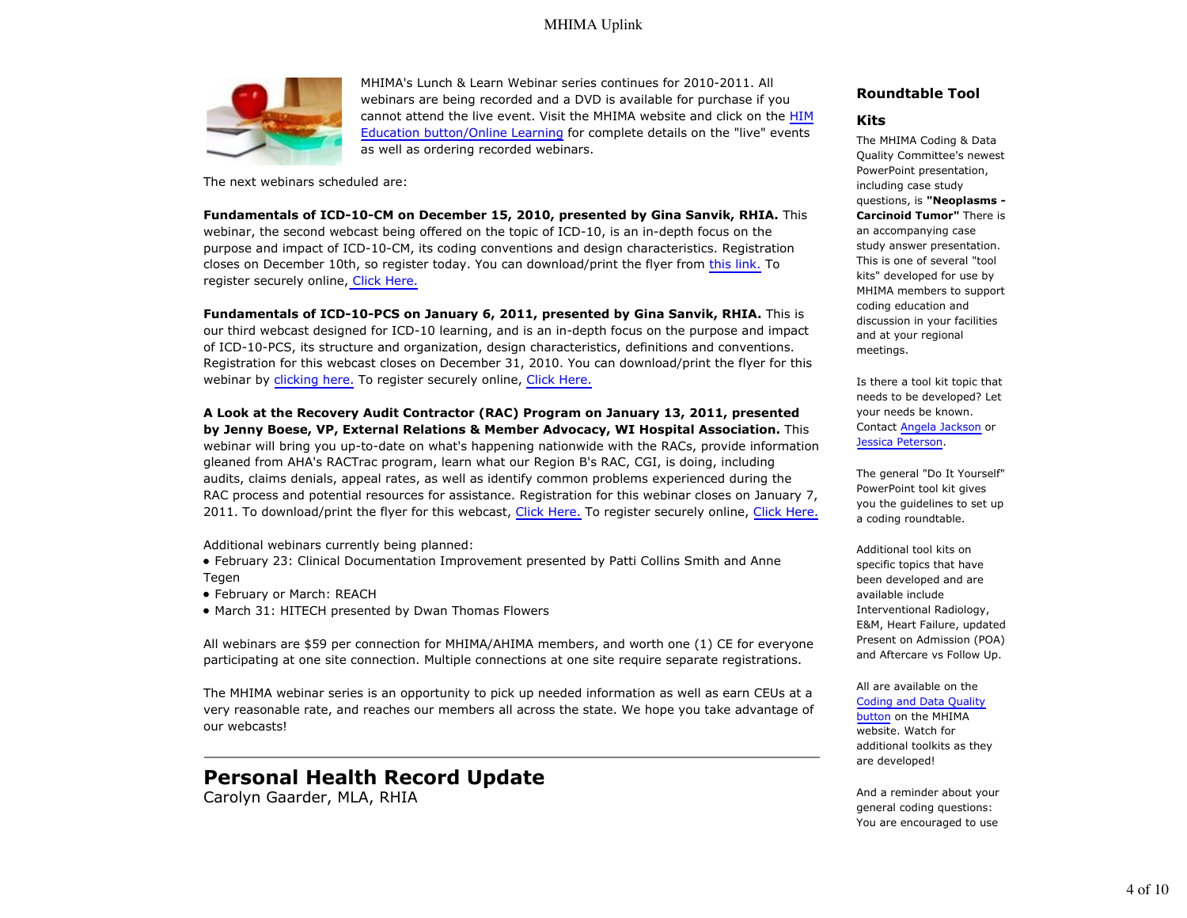MHIMA's Lunch & Learn Webinar series continues for 2010-2011. All webinars are being recorded and a DVD is available for purchase if you cannot attend the live event. Visit the MHIMA website and click on the HIM Education button/Online Learning for complete details on the "live" events as well as ordering recorded webinars.

The next webinars scheduled are:

**Fundamentals of ICD-10-CM on December 15, 2010, presented by Gina Sanvik, RHIA.** This webinar, the second webcast being offered on the topic of ICD-10, is an in-depth focus on the purpose and impact of ICD-10-CM, its coding conventions and design characteristics. Registration closes on December 10th, so register today. You can download/print the flyer from this link. To register securely online, Click Here.

**Fundamentals of ICD-10-PCS on January 6, 2011, presented by Gina Sanvik, RHIA.** This is our third webcast designed for ICD-10 learning, and is an in-depth focus on the purpose and impact of ICD-10-PCS, its structure and organization, design characteristics, definitions and conventions. Registration for this webcast closes on December 31, 2010. You can download/print the flyer for this webinar by clicking here. To register securely online, Click Here.

**A Look at the Recovery Audit Contractor (RAC) Program on January 13, 2011, presented by Jenny Boese, VP, External Relations & Member Advocacy, WI Hospital Association.** This webinar will bring you up-to-date on what's happening nationwide with the RACs, provide information gleaned from AHA's RACTrac program, learn what our Region B's RAC, CGI, is doing, including audits, claims denials, appeal rates, as well as identify common problems experienced during the RAC process and potential resources for assistance. Registration for this webinar closes on January 7, 2011. To download/print the flyer for this webcast, Click Here. To register securely online, Click Here.

Additional webinars currently being planned:

- February 23: Clinical Documentation Improvement presented by Patti Collins Smith and Anne Tegen
- February or March: REACH
- March 31: HITECH presented by Dwan Thomas Flowers

All webinars are $59 per connection for MHIMA/AHIMA members, and worth one (1) CE for everyone participating at one site connection. Multiple connections at one site require separate registrations.

The MHIMA webinar series is an opportunity to pick up needed information as well as earn CEUs at a very reasonable rate, and reaches our members all across the state. We hope you take advantage of our webcasts!

---

# Personal Health Record Update

Carolyn Gaarder, MLA, RHIA

## Roundtable Tool Kits

The MHIMA Coding & Data Quality Committee's newest PowerPoint presentation, including case study questions, is **"Neoplasms - Carcinoid Tumor"** There is an accompanying case study answer presentation. This is one of several "tool kits" developed for use by MHIMA members to support coding education and discussion in your facilities and at your regional meetings.

Is there a tool kit topic that needs to be developed? Let your needs be known. Contact Angela Jackson or Jessica Peterson.

The general "Do It Yourself" PowerPoint tool kit gives you the guidelines to set up a coding roundtable.

Additional tool kits on specific topics that have been developed and are available include Interventional Radiology, E&M, Heart Failure, updated Present on Admission (POA) and Aftercare vs Follow Up.

All are available on the Coding and Data Quality button on the MHIMA website. Watch for additional toolkits as they are developed!

And a reminder about your general coding questions: You are encouraged to use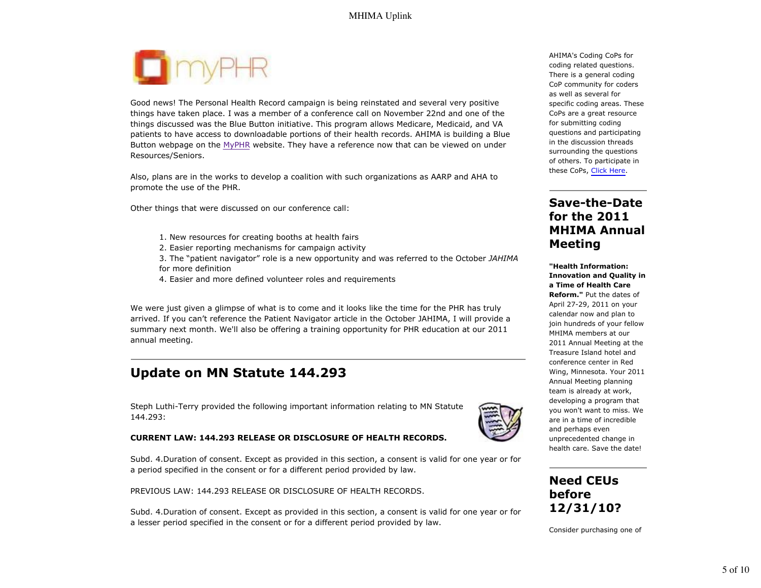Good news! The Personal Health Record campaign is being reinstated and several very positive things have taken place. I was a member of a conference call on November 22nd and one of the things discussed was the Blue Button initiative. This program allows Medicare, Medicaid, and VA patients to have access to downloadable portions of their health records. AHIMA is building a Blue Button webpage on the MyPHR website. They have a reference now that can be viewed on under Resources/Seniors.

Also, plans are in the works to develop a coalition with such organizations as AARP and AHA to promote the use of the PHR.

Other things that were discussed on our conference call:

1. New resources for creating booths at health fairs
2. Easier reporting mechanisms for campaign activity
3. The "patient navigator" role is a new opportunity and was referred to the October *JAHIMA* for more definition
4. Easier and more defined volunteer roles and requirements

We were just given a glimpse of what is to come and it looks like the time for the PHR has truly arrived. If you can't reference the Patient Navigator article in the October JAHIMA, I will provide a summary next month. We'll also be offering a training opportunity for PHR education at our 2011 annual meeting.

## Update on MN Statute 144.293

Steph Luthi-Terry provided the following important information relating to MN Statute 144.293:

**CURRENT LAW: 144.293 RELEASE OR DISCLOSURE OF HEALTH RECORDS.**

Subd. 4.Duration of consent. Except as provided in this section, a consent is valid for one year or for a period specified in the consent or for a different period provided by law.

PREVIOUS LAW: 144.293 RELEASE OR DISCLOSURE OF HEALTH RECORDS.

Subd. 4.Duration of consent. Except as provided in this section, a consent is valid for one year or for a lesser period specified in the consent or for a different period provided by law.

AHIMA's Coding CoPs for coding related questions. There is a general coding CoP community for coders as well as several for specific coding areas. These CoPs are a great resource for submitting coding questions and participating in the discussion threads surrounding the questions of others. To participate in these CoPs, Click Here.

## Save-the-Date for the 2011 MHIMA Annual Meeting

**"Health Information: Innovation and Quality in a Time of Health Care Reform."** Put the dates of April 27-29, 2011 on your calendar now and plan to join hundreds of your fellow MHIMA members at our 2011 Annual Meeting at the Treasure Island hotel and conference center in Red Wing, Minnesota. Your 2011 Annual Meeting planning team is already at work, developing a program that you won't want to miss. We are in a time of incredible and perhaps even unprecedented change in health care. Save the date!

## Need CEUs before 12/31/10?

Consider purchasing one of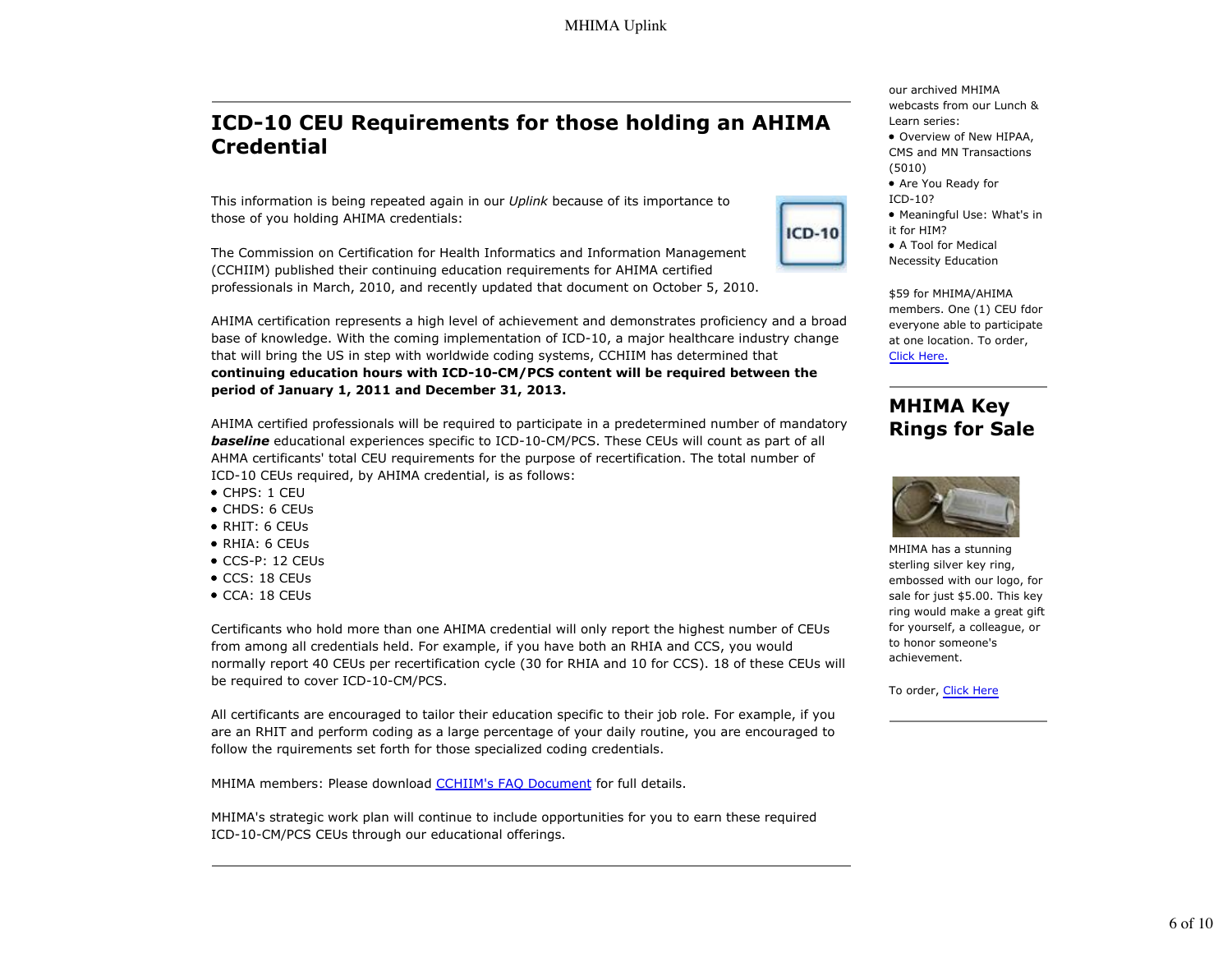## ICD-10 CEU Requirements for those holding an AHIMA Credential

This information is being repeated again in our *Uplink* because of its importance to those of you holding AHIMA credentials:

The Commission on Certification for Health Informatics and Information Management (CCHIIM) published their continuing education requirements for AHIMA certified professionals in March, 2010, and recently updated that document on October 5, 2010.

AHIMA certification represents a high level of achievement and demonstrates proficiency and a broad base of knowledge. With the coming implementation of ICD-10, a major healthcare industry change that will bring the US in step with worldwide coding systems, CCHIIM has determined that **continuing education hours with ICD-10-CM/PCS content will be required between the period of January 1, 2011 and December 31, 2013.**

AHIMA certified professionals will be required to participate in a predetermined number of mandatory ***baseline*** educational experiences specific to ICD-10-CM/PCS. These CEUs will count as part of all AHMA certificants' total CEU requirements for the purpose of recertification. The total number of ICD-10 CEUs required, by AHIMA credential, is as follows:

- CHPS: 1 CEU
- CHDS: 6 CEUs
- RHIT: 6 CEUs
- RHIA: 6 CEUs
- CCS-P: 12 CEUs
- CCS: 18 CEUs
- CCA: 18 CEUs

Certificants who hold more than one AHIMA credential will only report the highest number of CEUs from among all credentials held. For example, if you have both an RHIA and CCS, you would normally report 40 CEUs per recertification cycle (30 for RHIA and 10 for CCS). 18 of these CEUs will be required to cover ICD-10-CM/PCS.

All certificants are encouraged to tailor their education specific to their job role. For example, if you are an RHIT and perform coding as a large percentage of your daily routine, you are encouraged to follow the rquirements set forth for those specialized coding credentials.

MHIMA members: Please download CCHIIM's FAQ Document for full details.

MHIMA's strategic work plan will continue to include opportunities for you to earn these required ICD-10-CM/PCS CEUs through our educational offerings.

---

our archived MHIMA webcasts from our Lunch & Learn series:

- Overview of New HIPAA, CMS and MN Transactions (5010)
- Are You Ready for ICD-10?
- Meaningful Use: What's in it for HIM?
- A Tool for Medical Necessity Education

$59 for MHIMA/AHIMA members. One (1) CEU fdor everyone able to participate at one location. To order, Click Here.

## MHIMA Key Rings for Sale

MHIMA has a stunning sterling silver key ring, embossed with our logo, for sale for just $5.00. This key ring would make a great gift for yourself, a colleague, or to honor someone's achievement.

To order, Click Here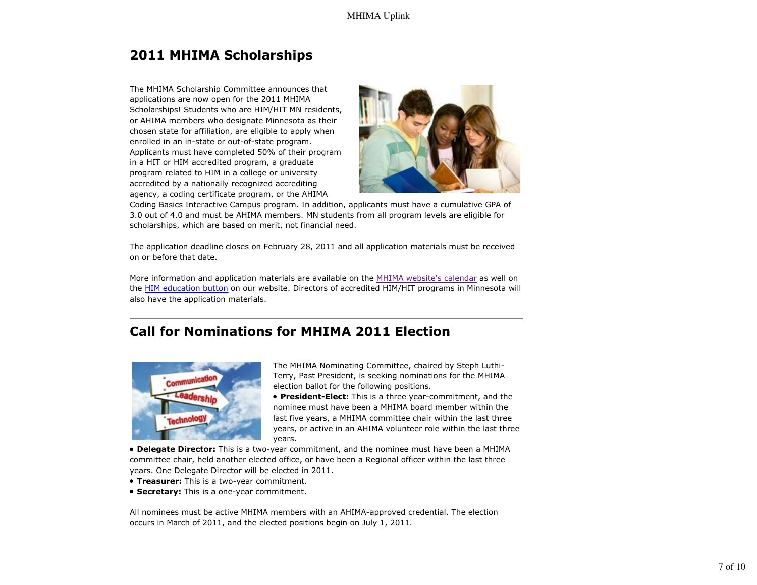## 2011 MHIMA Scholarships

The MHIMA Scholarship Committee announces that applications are now open for the 2011 MHIMA Scholarships! Students who are HIM/HIT MN residents, or AHIMA members who designate Minnesota as their chosen state for affiliation, are eligible to apply when enrolled in an in-state or out-of-state program. Applicants must have completed 50% of their program in a HIT or HIM accredited program, a graduate program related to HIM in a college or university accredited by a nationally recognized accrediting agency, a coding certificate program, or the AHIMA Coding Basics Interactive Campus program. In addition, applicants must have a cumulative GPA of 3.0 out of 4.0 and must be AHIMA members. MN students from all program levels are eligible for scholarships, which are based on merit, not financial need.

The application deadline closes on February 28, 2011 and all application materials must be received on or before that date.

More information and application materials are available on the MHIMA website's calendar as well on the HIM education button on our website. Directors of accredited HIM/HIT programs in Minnesota will also have the application materials.

---

## Call for Nominations for MHIMA 2011 Election

The MHIMA Nominating Committee, chaired by Steph Luthi-Terry, Past President, is seeking nominations for the MHIMA election ballot for the following positions.

- **President-Elect:** This is a three year-commitment, and the nominee must have been a MHIMA board member within the last five years, a MHIMA committee chair within the last three years, or active in an AHIMA volunteer role within the last three years.
- **Delegate Director:** This is a two-year commitment, and the nominee must have been a MHIMA committee chair, held another elected office, or have been a Regional officer within the last three years. One Delegate Director will be elected in 2011.
- **Treasurer:** This is a two-year commitment.
- **Secretary:** This is a one-year commitment.

All nominees must be active MHIMA members with an AHIMA-approved credential. The election occurs in March of 2011, and the elected positions begin on July 1, 2011.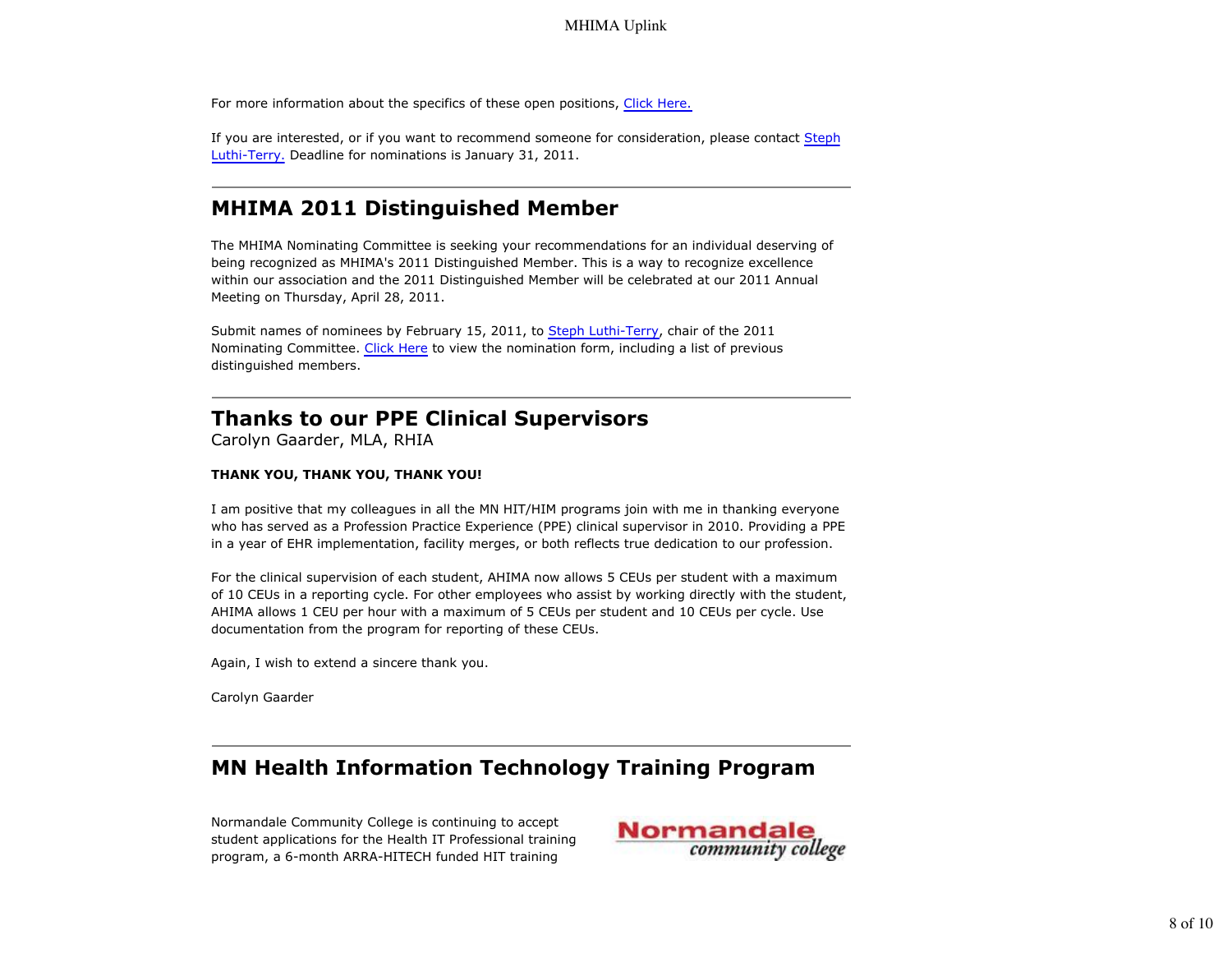For more information about the specifics of these open positions, Click Here.

If you are interested, or if you want to recommend someone for consideration, please contact Steph Luthi-Terry. Deadline for nominations is January 31, 2011.

---

## MHIMA 2011 Distinguished Member

The MHIMA Nominating Committee is seeking your recommendations for an individual deserving of being recognized as MHIMA's 2011 Distinguished Member. This is a way to recognize excellence within our association and the 2011 Distinguished Member will be celebrated at our 2011 Annual Meeting on Thursday, April 28, 2011.

Submit names of nominees by February 15, 2011, to Steph Luthi-Terry, chair of the 2011 Nominating Committee. Click Here to view the nomination form, including a list of previous distinguished members.

---

## Thanks to our PPE Clinical Supervisors

Carolyn Gaarder, MLA, RHIA

**THANK YOU, THANK YOU, THANK YOU!**

I am positive that my colleagues in all the MN HIT/HIM programs join with me in thanking everyone who has served as a Profession Practice Experience (PPE) clinical supervisor in 2010. Providing a PPE in a year of EHR implementation, facility merges, or both reflects true dedication to our profession.

For the clinical supervision of each student, AHIMA now allows 5 CEUs per student with a maximum of 10 CEUs in a reporting cycle. For other employees who assist by working directly with the student, AHIMA allows 1 CEU per hour with a maximum of 5 CEUs per student and 10 CEUs per cycle. Use documentation from the program for reporting of these CEUs.

Again, I wish to extend a sincere thank you.

Carolyn Gaarder

---

## MN Health Information Technology Training Program

Normandale Community College is continuing to accept student applications for the Health IT Professional training program, a 6-month ARRA-HITECH funded HIT training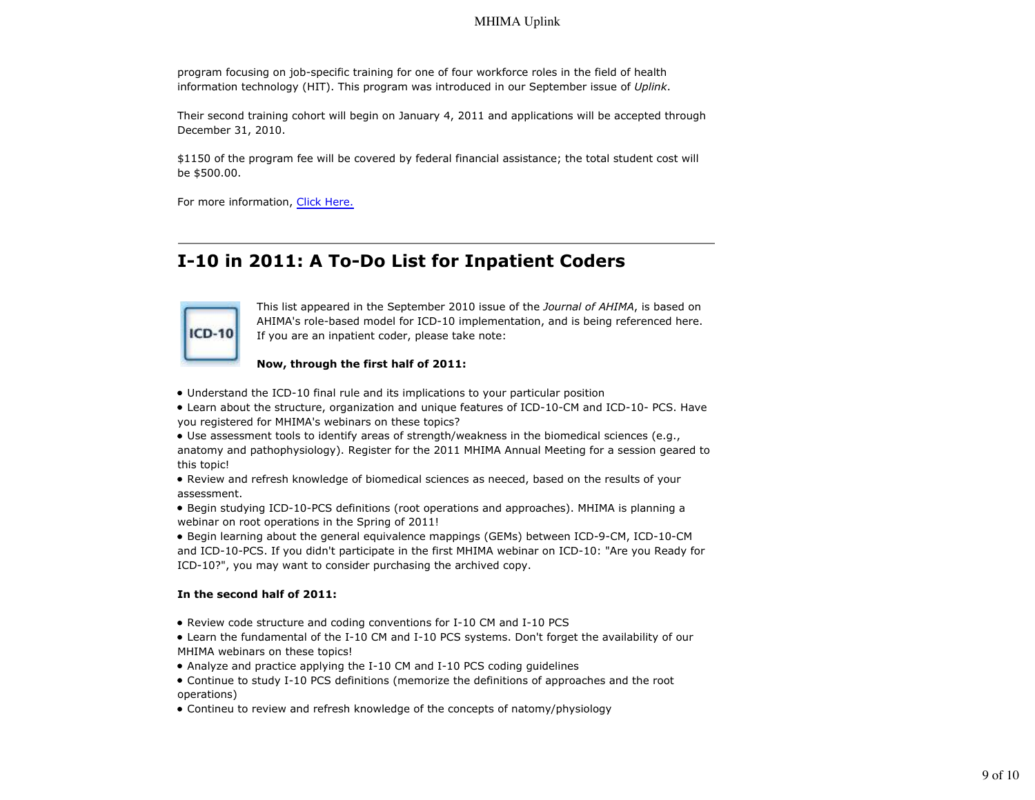program focusing on job-specific training for one of four workforce roles in the field of health information technology (HIT). This program was introduced in our September issue of *Uplink*.

Their second training cohort will begin on January 4, 2011 and applications will be accepted through December 31, 2010.

$1150 of the program fee will be covered by federal financial assistance; the total student cost will be $500.00.

For more information, Click Here.

---

## I-10 in 2011: A To-Do List for Inpatient Coders

This list appeared in the September 2010 issue of the *Journal of AHIMA*, is based on AHIMA's role-based model for ICD-10 implementation, and is being referenced here. If you are an inpatient coder, please take note:

**Now, through the first half of 2011:**

- Understand the ICD-10 final rule and its implications to your particular position
- Learn about the structure, organization and unique features of ICD-10-CM and ICD-10- PCS. Have you registered for MHIMA's webinars on these topics?
- Use assessment tools to identify areas of strength/weakness in the biomedical sciences (e.g., anatomy and pathophysiology). Register for the 2011 MHIMA Annual Meeting for a session geared to this topic!
- Review and refresh knowledge of biomedical sciences as neeced, based on the results of your assessment.
- Begin studying ICD-10-PCS definitions (root operations and approaches). MHIMA is planning a webinar on root operations in the Spring of 2011!
- Begin learning about the general equivalence mappings (GEMs) between ICD-9-CM, ICD-10-CM and ICD-10-PCS. If you didn't participate in the first MHIMA webinar on ICD-10: "Are you Ready for ICD-10?", you may want to consider purchasing the archived copy.

**In the second half of 2011:**

- Review code structure and coding conventions for I-10 CM and I-10 PCS
- Learn the fundamental of the I-10 CM and I-10 PCS systems. Don't forget the availability of our MHIMA webinars on these topics!
- Analyze and practice applying the I-10 CM and I-10 PCS coding guidelines
- Continue to study I-10 PCS definitions (memorize the definitions of approaches and the root operations)
- Contineu to review and refresh knowledge of the concepts of natomy/physiology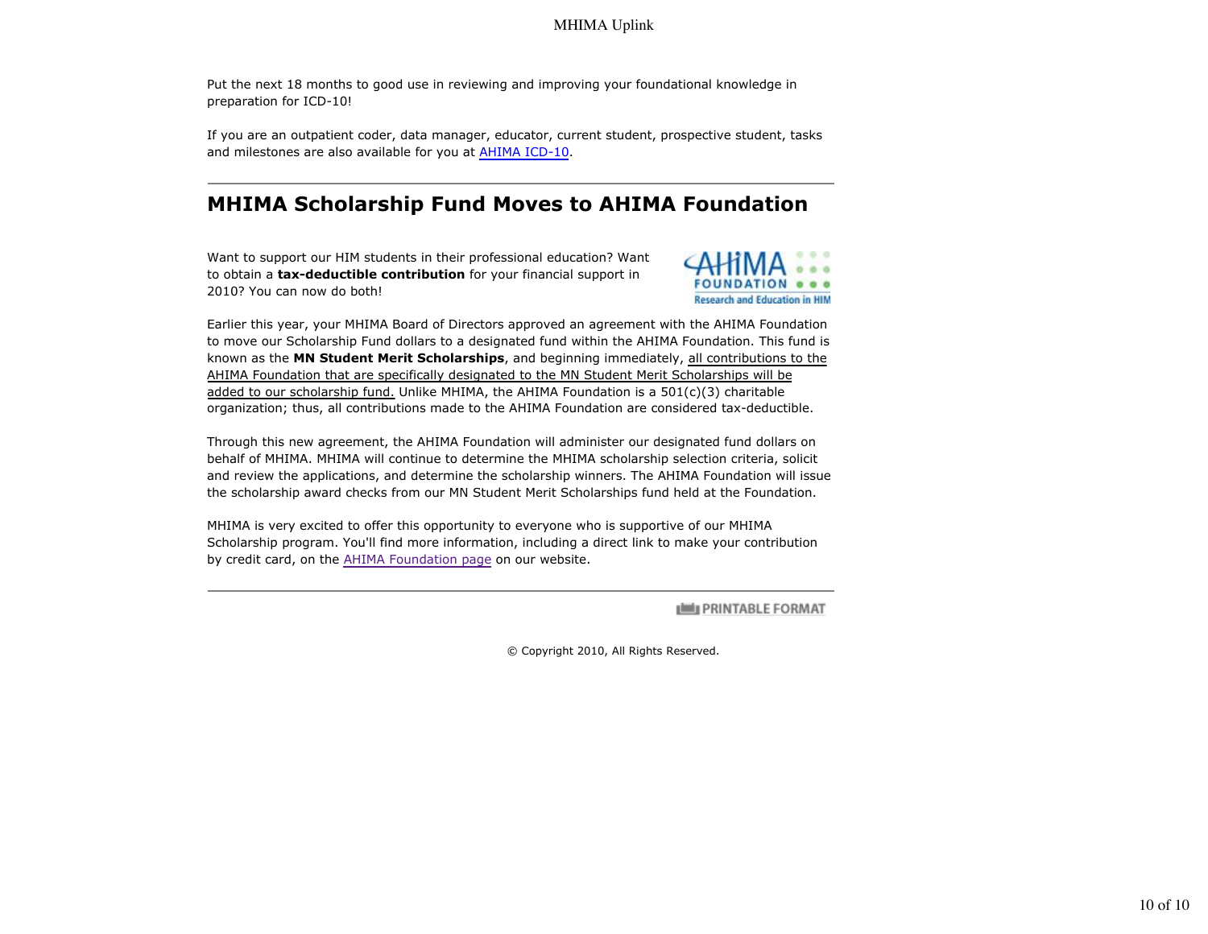Put the next 18 months to good use in reviewing and improving your foundational knowledge in preparation for ICD-10!

If you are an outpatient coder, data manager, educator, current student, prospective student, tasks and milestones are also available for you at AHIMA ICD-10.

---

## MHIMA Scholarship Fund Moves to AHIMA Foundation

Want to support our HIM students in their professional education? Want to obtain a **tax-deductible contribution** for your financial support in 2010? You can now do both!

Earlier this year, your MHIMA Board of Directors approved an agreement with the AHIMA Foundation to move our Scholarship Fund dollars to a designated fund within the AHIMA Foundation. This fund is known as the **MN Student Merit Scholarships**, and beginning immediately, all contributions to the AHIMA Foundation that are specifically designated to the MN Student Merit Scholarships will be added to our scholarship fund. Unlike MHIMA, the AHIMA Foundation is a 501(c)(3) charitable organization; thus, all contributions made to the AHIMA Foundation are considered tax-deductible.

Through this new agreement, the AHIMA Foundation will administer our designated fund dollars on behalf of MHIMA. MHIMA will continue to determine the MHIMA scholarship selection criteria, solicit and review the applications, and determine the scholarship winners. The AHIMA Foundation will issue the scholarship award checks from our MN Student Merit Scholarships fund held at the Foundation.

MHIMA is very excited to offer this opportunity to everyone who is supportive of our MHIMA Scholarship program. You'll find more information, including a direct link to make your contribution by credit card, on the AHIMA Foundation page on our website.

---

PRINTABLE FORMAT

© Copyright 2010, All Rights Reserved.